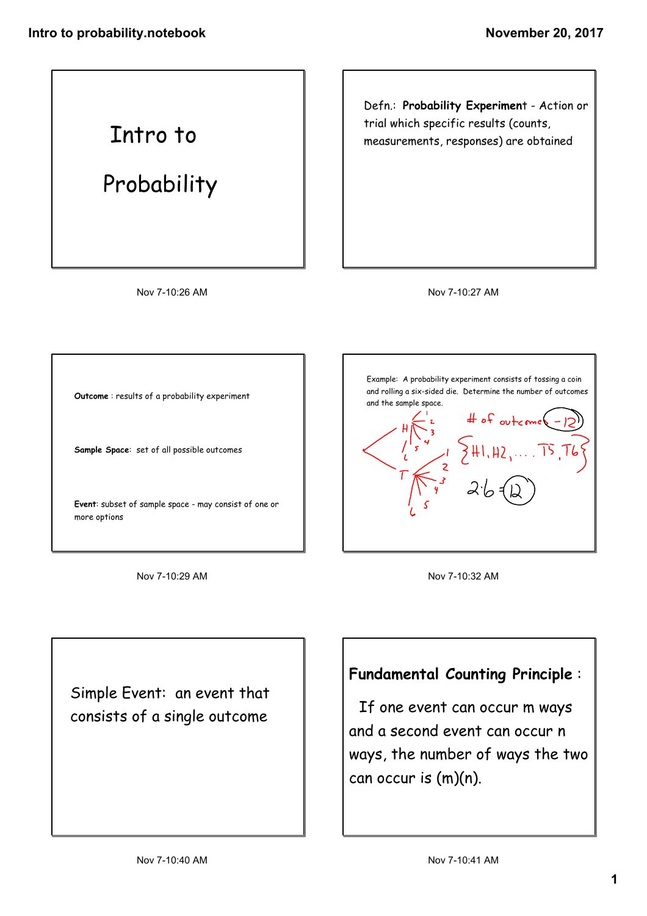# Intro to Probability

Defn.: **Probability Experiment** - Action or trial which specific results (counts, measurements, responses) are obtained

**Outcome** : results of a probability experiment

**Sample Space**: set of all possible outcomes

**Event**: subset of sample space - may consist of one or more options

Example: A probability experiment consists of tossing a coin and rolling a six-sided die. Determine the number of outcomes and the sample space.

\# of outcomes - 12

{H1, H2, .... T5, T6}

$2 \cdot 6 = 12$

Simple Event: an event that consists of a single outcome

**Fundamental Counting Principle** :

If one event can occur m ways and a second event can occur n ways, the number of ways the two can occur is (m)(n).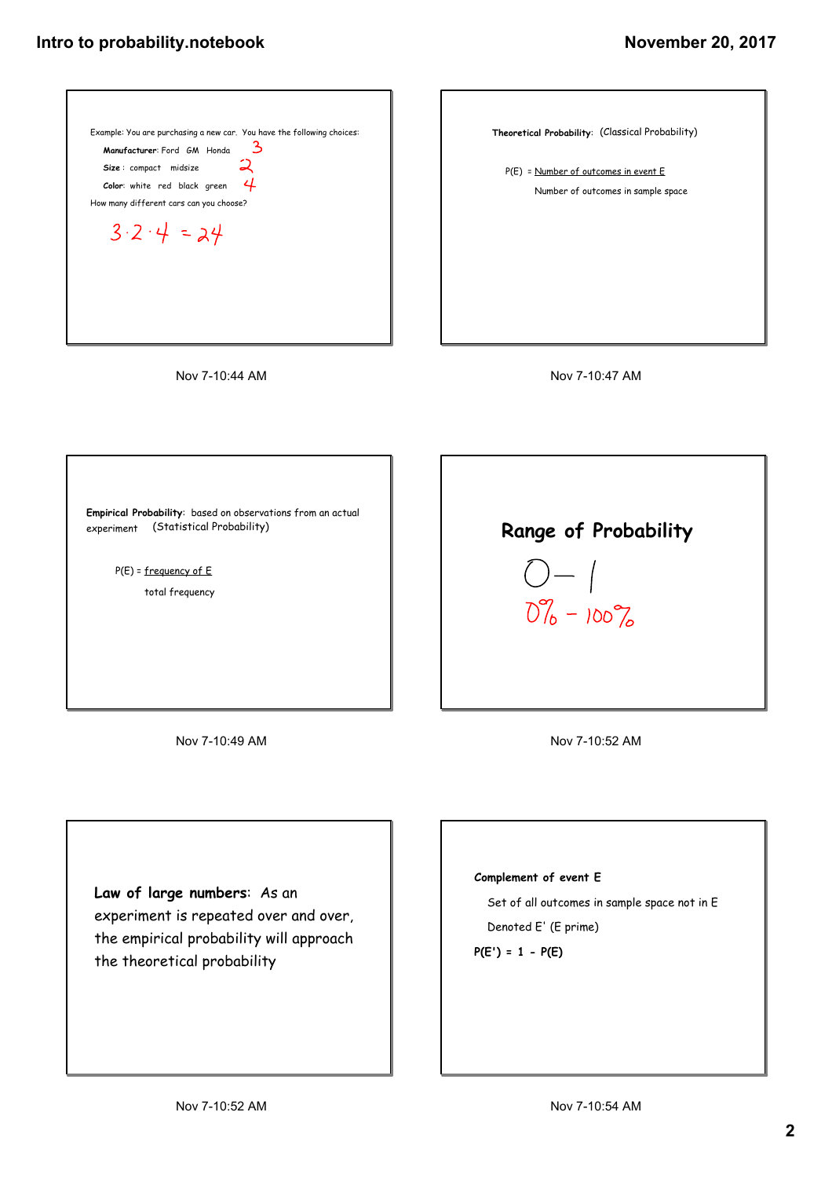Example: You are purchasing a new car. You have the following choices:

**Manufacturer**: Ford GM Honda 3

**Size** : compact midsize 2

**Color**: white red black green 4

How many different cars can you choose?

$3 \cdot 2 \cdot 4 = 24$

Nov 7-10:44 AM

**Theoretical Probability**: (Classical Probability)

$$P(E) = \frac{\text{Number of outcomes in event E}}{\text{Number of outcomes in sample space}}$$

Nov 7-10:47 AM

**Empirical Probability**: based on observations from an actual experiment (Statistical Probability)

$$P(E) = \frac{\text{frequency of E}}{\text{total frequency}}$$

Nov 7-10:49 AM

## Range of Probability

0 — 1

0% - 100%

Nov 7-10:52 AM

**Law of large numbers**: As an experiment is repeated over and over, the empirical probability will approach the theoretical probability

Nov 7-10:52 AM

**Complement of event E**

Set of all outcomes in sample space not in E

Denoted E' (E prime)

**P(E') = 1 - P(E)**

Nov 7-10:54 AM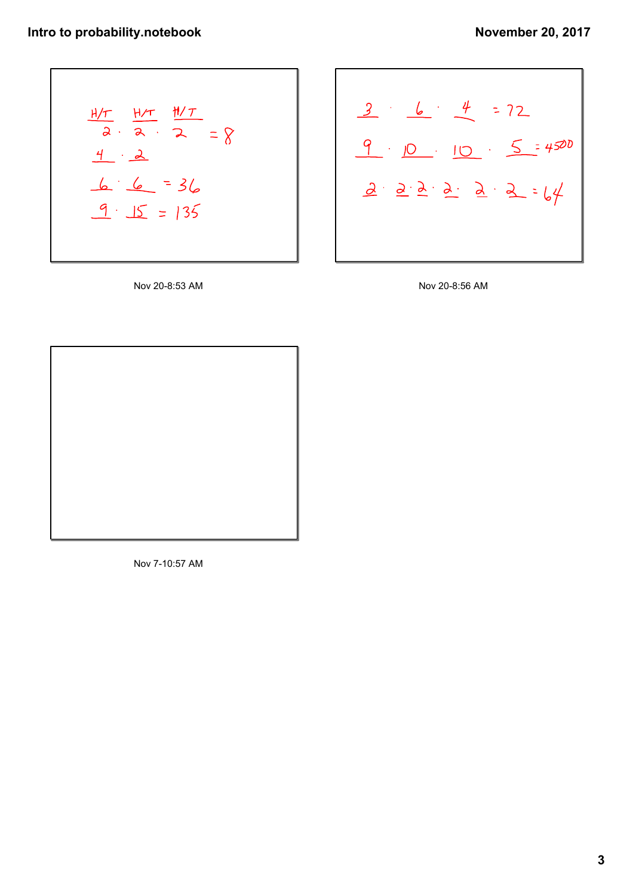H/T H/T H/T

$2 \cdot 2 \cdot 2 = 8$

$4 \cdot 2$

$6 \cdot 6 = 36$

$9 \cdot 15 = 135$

Nov 20-8:53 AM

$3 \cdot 6 \cdot 4 = 72$

$9 \cdot 10 \cdot 10 \cdot 5 = 4500$

$2 \cdot 2 \cdot 2 \cdot 2 \cdot 2 \cdot 2 = 64$

Nov 20-8:56 AM

Nov 7-10:57 AM